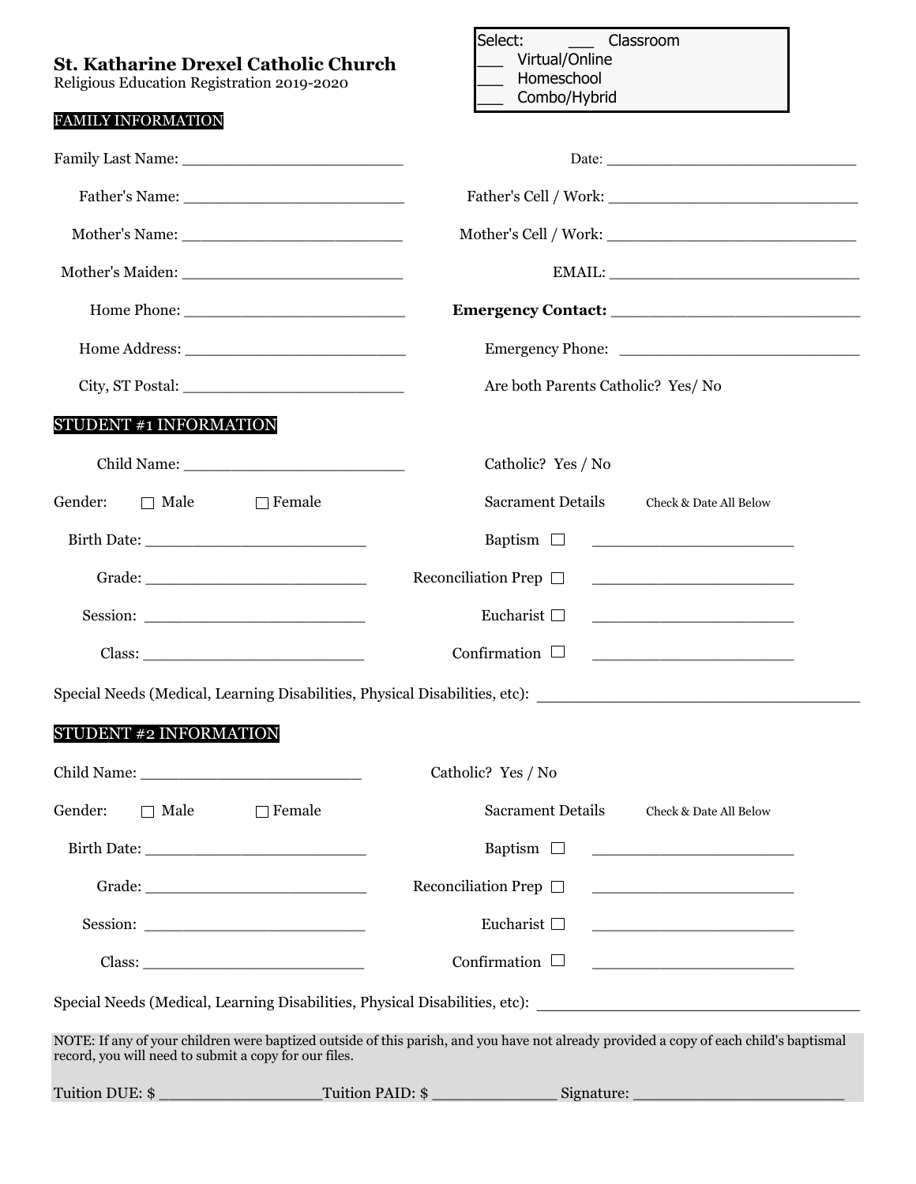**St. Katharine Drexel Catholic Church**
Religious Education Registration 2019-2020

Select:
___ Classroom
___ Virtual/Online
___ Homeschool
___ Combo/Hybrid

## FAMILY INFORMATION

Family Last Name: ________________________ Date: ____________________________

Father's Name: ________________________ Father's Cell / Work: ____________________________

Mother's Name: ________________________ Mother's Cell / Work: ____________________________

Mother's Maiden: ________________________ EMAIL: ____________________________

Home Phone: ________________________ **Emergency Contact:** ____________________________

Home Address: ________________________ Emergency Phone: ____________________________

City, ST Postal: ________________________ Are both Parents Catholic? Yes/ No

## STUDENT #1 INFORMATION

Child Name: ________________________ Catholic? Yes / No

Gender: ☐ Male ☐ Female Sacrament Details Check & Date All Below

Birth Date: ________________________ Baptism ☐ ______________________

Grade: ________________________ Reconciliation Prep ☐ ______________________

Session: ________________________ Eucharist ☐ ______________________

Class: ________________________ Confirmation ☐ ______________________

Special Needs (Medical, Learning Disabilities, Physical Disabilities, etc): ________________________________

## STUDENT #2 INFORMATION

Child Name: ________________________ Catholic? Yes / No

Gender: ☐ Male ☐ Female Sacrament Details Check & Date All Below

Birth Date: ________________________ Baptism ☐ ______________________

Grade: ________________________ Reconciliation Prep ☐ ______________________

Session: ________________________ Eucharist ☐ ______________________

Class: ________________________ Confirmation ☐ ______________________

Special Needs (Medical, Learning Disabilities, Physical Disabilities, etc): ________________________________

NOTE: If any of your children were baptized outside of this parish, and you have not already provided a copy of each child's baptismal record, you will need to submit a copy for our files.

Tuition DUE: $ ________________Tuition PAID: $ ____________ Signature: ______________________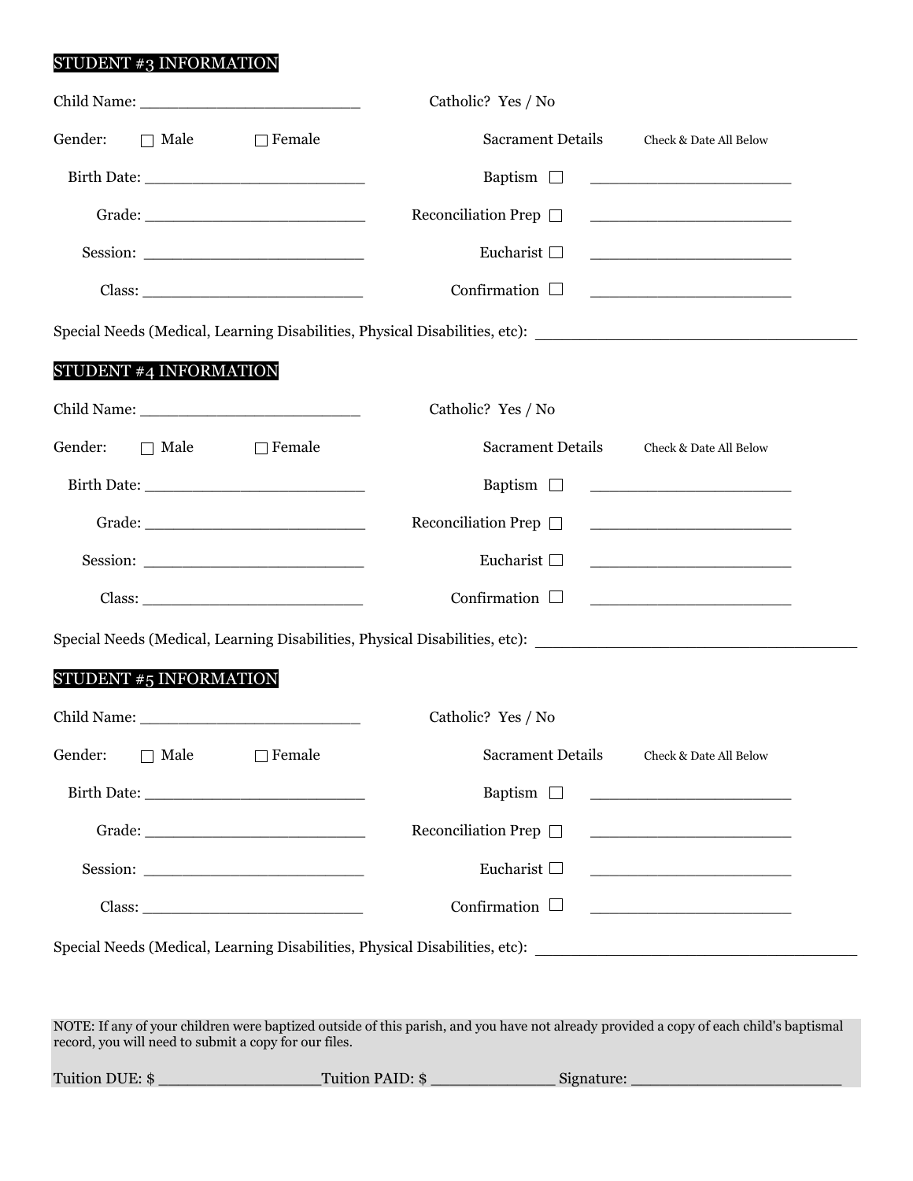## STUDENT #3 INFORMATION

Child Name: ________________________ Catholic? Yes / No

Gender: ☐ Male ☐ Female

Sacrament Details — Check & Date All Below

Birth Date: ________________________ Baptism ☐ ______________________

Grade: ________________________ Reconciliation Prep ☐ ______________________

Session: ________________________ Eucharist ☐ ______________________

Class: ________________________ Confirmation ☐ ______________________

Special Needs (Medical, Learning Disabilities, Physical Disabilities, etc): ____________________________________

## STUDENT #4 INFORMATION

Child Name: ________________________ Catholic? Yes / No

Gender: ☐ Male ☐ Female

Sacrament Details — Check & Date All Below

Birth Date: ________________________ Baptism ☐ ______________________

Grade: ________________________ Reconciliation Prep ☐ ______________________

Session: ________________________ Eucharist ☐ ______________________

Class: ________________________ Confirmation ☐ ______________________

Special Needs (Medical, Learning Disabilities, Physical Disabilities, etc): ____________________________________

## STUDENT #5 INFORMATION

Child Name: ________________________ Catholic? Yes / No

Gender: ☐ Male ☐ Female

Sacrament Details — Check & Date All Below

Birth Date: ________________________ Baptism ☐ ______________________

Grade: ________________________ Reconciliation Prep ☐ ______________________

Session: ________________________ Eucharist ☐ ______________________

Class: ________________________ Confirmation ☐ ______________________

Special Needs (Medical, Learning Disabilities, Physical Disabilities, etc): ____________________________________

NOTE: If any of your children were baptized outside of this parish, and you have not already provided a copy of each child's baptismal record, you will need to submit a copy for our files.

Tuition DUE: $ __________________ Tuition PAID: $ ______________ Signature: _______________________